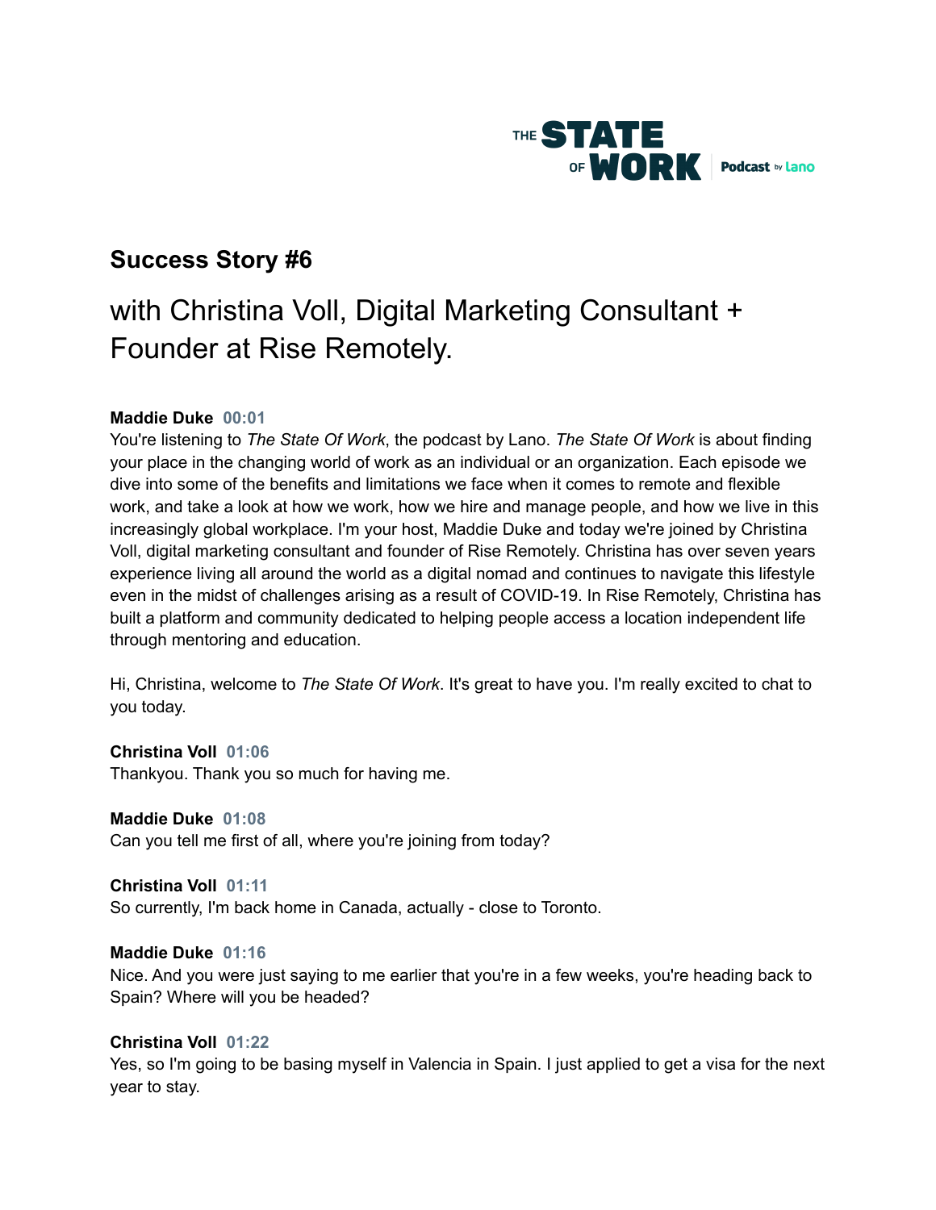THE STATE OF WORK | Podcast by Lano

## Success Story #6

# with Christina Voll, Digital Marketing Consultant + Founder at Rise Remotely.

**Maddie Duke 00:01**
You're listening to *The State Of Work*, the podcast by Lano. *The State Of Work* is about finding your place in the changing world of work as an individual or an organization. Each episode we dive into some of the benefits and limitations we face when it comes to remote and flexible work, and take a look at how we work, how we hire and manage people, and how we live in this increasingly global workplace. I'm your host, Maddie Duke and today we're joined by Christina Voll, digital marketing consultant and founder of Rise Remotely. Christina has over seven years experience living all around the world as a digital nomad and continues to navigate this lifestyle even in the midst of challenges arising as a result of COVID-19. In Rise Remotely, Christina has built a platform and community dedicated to helping people access a location independent life through mentoring and education.

Hi, Christina, welcome to *The State Of Work*. It's great to have you. I'm really excited to chat to you today.

**Christina Voll 01:06**
Thankyou. Thank you so much for having me.

**Maddie Duke 01:08**
Can you tell me first of all, where you're joining from today?

**Christina Voll 01:11**
So currently, I'm back home in Canada, actually - close to Toronto.

**Maddie Duke 01:16**
Nice. And you were just saying to me earlier that you're in a few weeks, you're heading back to Spain? Where will you be headed?

**Christina Voll 01:22**
Yes, so I'm going to be basing myself in Valencia in Spain. I just applied to get a visa for the next year to stay.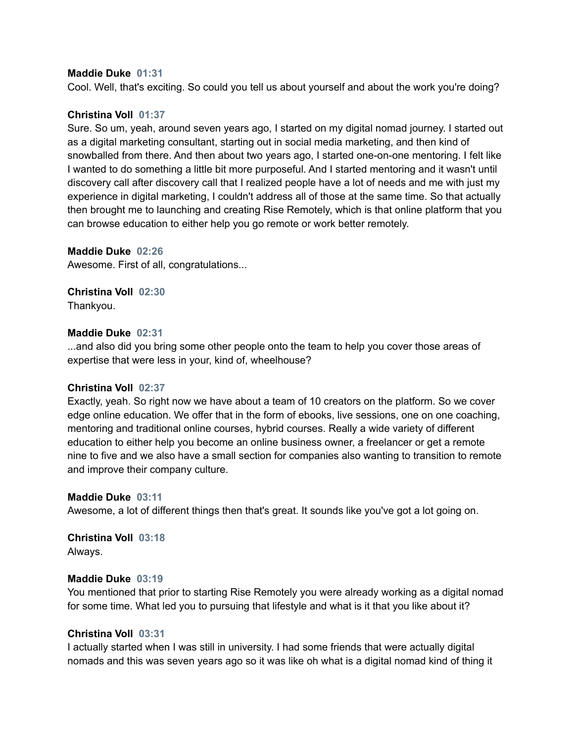**Maddie Duke** 01:31
Cool. Well, that's exciting. So could you tell us about yourself and about the work you're doing?

**Christina Voll** 01:37
Sure. So um, yeah, around seven years ago, I started on my digital nomad journey. I started out as a digital marketing consultant, starting out in social media marketing, and then kind of snowballed from there. And then about two years ago, I started one-on-one mentoring. I felt like I wanted to do something a little bit more purposeful. And I started mentoring and it wasn't until discovery call after discovery call that I realized people have a lot of needs and me with just my experience in digital marketing, I couldn't address all of those at the same time. So that actually then brought me to launching and creating Rise Remotely, which is that online platform that you can browse education to either help you go remote or work better remotely.

**Maddie Duke** 02:26
Awesome. First of all, congratulations...

**Christina Voll** 02:30
Thankyou.

**Maddie Duke** 02:31
...and also did you bring some other people onto the team to help you cover those areas of expertise that were less in your, kind of, wheelhouse?

**Christina Voll** 02:37
Exactly, yeah. So right now we have about a team of 10 creators on the platform. So we cover edge online education. We offer that in the form of ebooks, live sessions, one on one coaching, mentoring and traditional online courses, hybrid courses. Really a wide variety of different education to either help you become an online business owner, a freelancer or get a remote nine to five and we also have a small section for companies also wanting to transition to remote and improve their company culture.

**Maddie Duke** 03:11
Awesome, a lot of different things then that's great. It sounds like you've got a lot going on.

**Christina Voll** 03:18
Always.

**Maddie Duke** 03:19
You mentioned that prior to starting Rise Remotely you were already working as a digital nomad for some time. What led you to pursuing that lifestyle and what is it that you like about it?

**Christina Voll** 03:31
I actually started when I was still in university. I had some friends that were actually digital nomads and this was seven years ago so it was like oh what is a digital nomad kind of thing it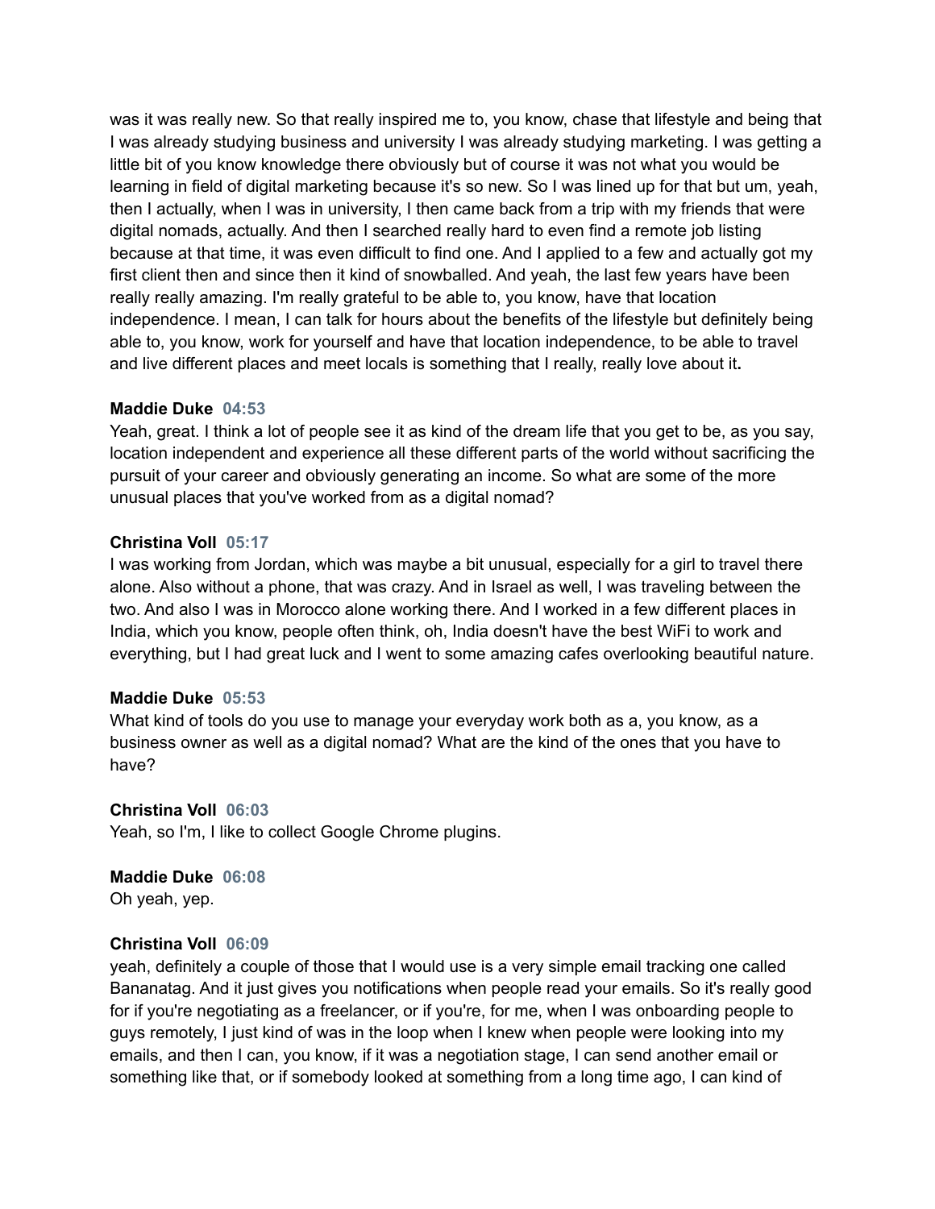was it was really new. So that really inspired me to, you know, chase that lifestyle and being that I was already studying business and university I was already studying marketing. I was getting a little bit of you know knowledge there obviously but of course it was not what you would be learning in field of digital marketing because it's so new. So I was lined up for that but um, yeah, then I actually, when I was in university, I then came back from a trip with my friends that were digital nomads, actually. And then I searched really hard to even find a remote job listing because at that time, it was even difficult to find one. And I applied to a few and actually got my first client then and since then it kind of snowballed. And yeah, the last few years have been really really amazing. I'm really grateful to be able to, you know, have that location independence. I mean, I can talk for hours about the benefits of the lifestyle but definitely being able to, you know, work for yourself and have that location independence, to be able to travel and live different places and meet locals is something that I really, really love about it.

**Maddie Duke 04:53**
Yeah, great. I think a lot of people see it as kind of the dream life that you get to be, as you say, location independent and experience all these different parts of the world without sacrificing the pursuit of your career and obviously generating an income. So what are some of the more unusual places that you've worked from as a digital nomad?

**Christina Voll 05:17**
I was working from Jordan, which was maybe a bit unusual, especially for a girl to travel there alone. Also without a phone, that was crazy. And in Israel as well, I was traveling between the two. And also I was in Morocco alone working there. And I worked in a few different places in India, which you know, people often think, oh, India doesn't have the best WiFi to work and everything, but I had great luck and I went to some amazing cafes overlooking beautiful nature.

**Maddie Duke 05:53**
What kind of tools do you use to manage your everyday work both as a, you know, as a business owner as well as a digital nomad? What are the kind of the ones that you have to have?

**Christina Voll 06:03**
Yeah, so I'm, I like to collect Google Chrome plugins.

**Maddie Duke 06:08**
Oh yeah, yep.

**Christina Voll 06:09**
yeah, definitely a couple of those that I would use is a very simple email tracking one called Bananatag. And it just gives you notifications when people read your emails. So it's really good for if you're negotiating as a freelancer, or if you're, for me, when I was onboarding people to guys remotely, I just kind of was in the loop when I knew when people were looking into my emails, and then I can, you know, if it was a negotiation stage, I can send another email or something like that, or if somebody looked at something from a long time ago, I can kind of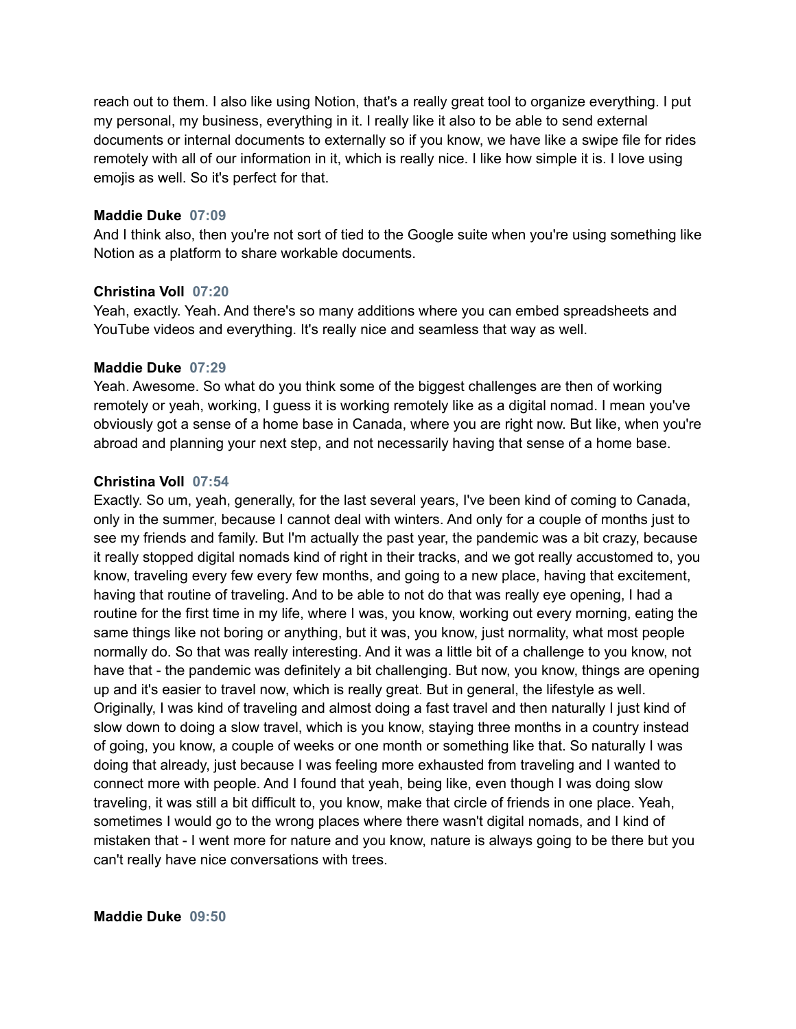reach out to them. I also like using Notion, that's a really great tool to organize everything. I put my personal, my business, everything in it. I really like it also to be able to send external documents or internal documents to externally so if you know, we have like a swipe file for rides remotely with all of our information in it, which is really nice. I like how simple it is. I love using emojis as well. So it's perfect for that.

**Maddie Duke** 07:09
And I think also, then you're not sort of tied to the Google suite when you're using something like Notion as a platform to share workable documents.

**Christina Voll** 07:20
Yeah, exactly. Yeah. And there's so many additions where you can embed spreadsheets and YouTube videos and everything. It's really nice and seamless that way as well.

**Maddie Duke** 07:29
Yeah. Awesome. So what do you think some of the biggest challenges are then of working remotely or yeah, working, I guess it is working remotely like as a digital nomad. I mean you've obviously got a sense of a home base in Canada, where you are right now. But like, when you're abroad and planning your next step, and not necessarily having that sense of a home base.

**Christina Voll** 07:54
Exactly. So um, yeah, generally, for the last several years, I've been kind of coming to Canada, only in the summer, because I cannot deal with winters. And only for a couple of months just to see my friends and family. But I'm actually the past year, the pandemic was a bit crazy, because it really stopped digital nomads kind of right in their tracks, and we got really accustomed to, you know, traveling every few every few months, and going to a new place, having that excitement, having that routine of traveling. And to be able to not do that was really eye opening, I had a routine for the first time in my life, where I was, you know, working out every morning, eating the same things like not boring or anything, but it was, you know, just normality, what most people normally do. So that was really interesting. And it was a little bit of a challenge to you know, not have that - the pandemic was definitely a bit challenging. But now, you know, things are opening up and it's easier to travel now, which is really great. But in general, the lifestyle as well. Originally, I was kind of traveling and almost doing a fast travel and then naturally I just kind of slow down to doing a slow travel, which is you know, staying three months in a country instead of going, you know, a couple of weeks or one month or something like that. So naturally I was doing that already, just because I was feeling more exhausted from traveling and I wanted to connect more with people. And I found that yeah, being like, even though I was doing slow traveling, it was still a bit difficult to, you know, make that circle of friends in one place. Yeah, sometimes I would go to the wrong places where there wasn't digital nomads, and I kind of mistaken that - I went more for nature and you know, nature is always going to be there but you can't really have nice conversations with trees.

**Maddie Duke** 09:50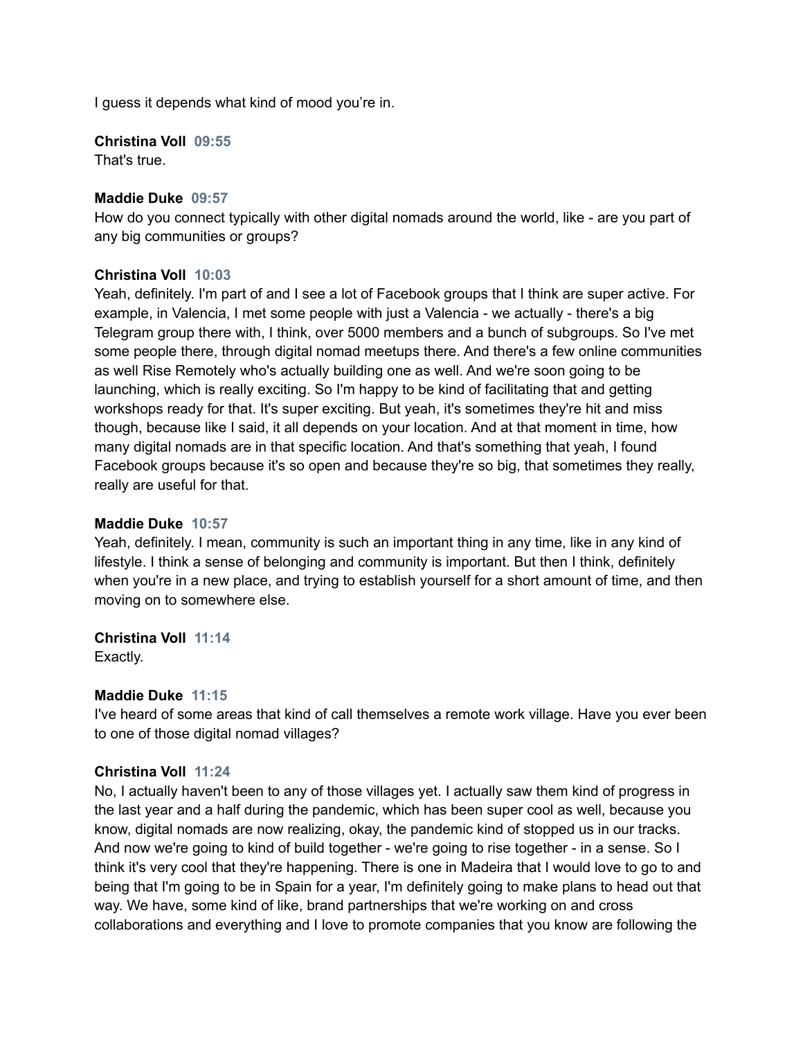I guess it depends what kind of mood you're in.

**Christina Voll** 09:55
That's true.

**Maddie Duke** 09:57
How do you connect typically with other digital nomads around the world, like - are you part of any big communities or groups?

**Christina Voll** 10:03
Yeah, definitely. I'm part of and I see a lot of Facebook groups that I think are super active. For example, in Valencia, I met some people with just a Valencia - we actually - there's a big Telegram group there with, I think, over 5000 members and a bunch of subgroups. So I've met some people there, through digital nomad meetups there. And there's a few online communities as well Rise Remotely who's actually building one as well. And we're soon going to be launching, which is really exciting. So I'm happy to be kind of facilitating that and getting workshops ready for that. It's super exciting. But yeah, it's sometimes they're hit and miss though, because like I said, it all depends on your location. And at that moment in time, how many digital nomads are in that specific location. And that's something that yeah, I found Facebook groups because it's so open and because they're so big, that sometimes they really, really are useful for that.

**Maddie Duke** 10:57
Yeah, definitely. I mean, community is such an important thing in any time, like in any kind of lifestyle. I think a sense of belonging and community is important. But then I think, definitely when you're in a new place, and trying to establish yourself for a short amount of time, and then moving on to somewhere else.

**Christina Voll** 11:14
Exactly.

**Maddie Duke** 11:15
I've heard of some areas that kind of call themselves a remote work village. Have you ever been to one of those digital nomad villages?

**Christina Voll** 11:24
No, I actually haven't been to any of those villages yet. I actually saw them kind of progress in the last year and a half during the pandemic, which has been super cool as well, because you know, digital nomads are now realizing, okay, the pandemic kind of stopped us in our tracks. And now we're going to kind of build together - we're going to rise together - in a sense. So I think it's very cool that they're happening. There is one in Madeira that I would love to go to and being that I'm going to be in Spain for a year, I'm definitely going to make plans to head out that way. We have, some kind of like, brand partnerships that we're working on and cross collaborations and everything and I love to promote companies that you know are following the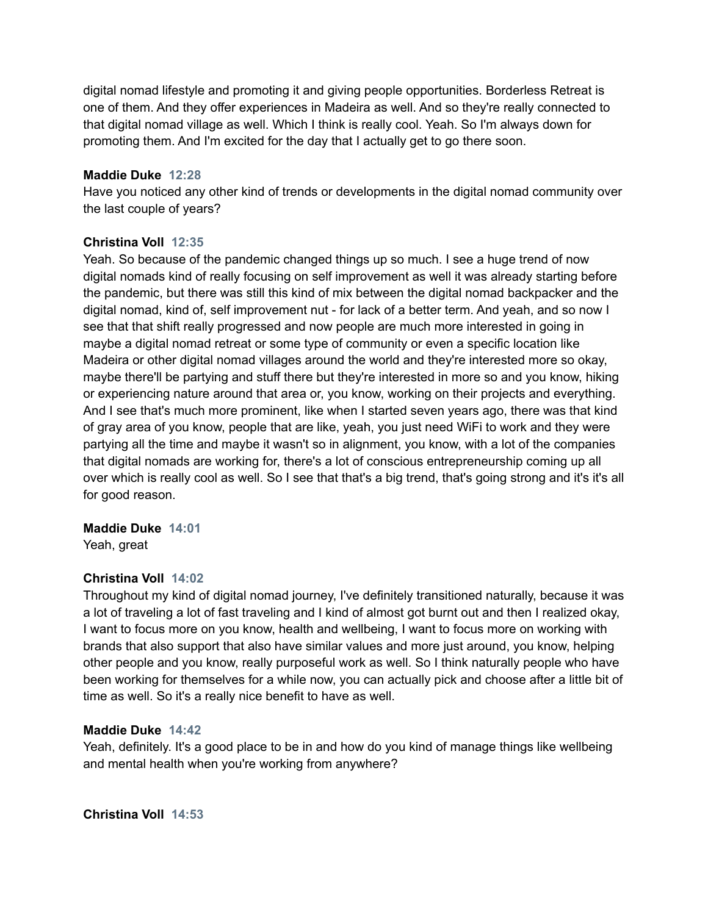digital nomad lifestyle and promoting it and giving people opportunities. Borderless Retreat is one of them. And they offer experiences in Madeira as well. And so they're really connected to that digital nomad village as well. Which I think is really cool. Yeah. So I'm always down for promoting them. And I'm excited for the day that I actually get to go there soon.

**Maddie Duke** 12:28
Have you noticed any other kind of trends or developments in the digital nomad community over the last couple of years?

**Christina Voll** 12:35
Yeah. So because of the pandemic changed things up so much. I see a huge trend of now digital nomads kind of really focusing on self improvement as well it was already starting before the pandemic, but there was still this kind of mix between the digital nomad backpacker and the digital nomad, kind of, self improvement nut - for lack of a better term. And yeah, and so now I see that that shift really progressed and now people are much more interested in going in maybe a digital nomad retreat or some type of community or even a specific location like Madeira or other digital nomad villages around the world and they're interested more so okay, maybe there'll be partying and stuff there but they're interested in more so and you know, hiking or experiencing nature around that area or, you know, working on their projects and everything. And I see that's much more prominent, like when I started seven years ago, there was that kind of gray area of you know, people that are like, yeah, you just need WiFi to work and they were partying all the time and maybe it wasn't so in alignment, you know, with a lot of the companies that digital nomads are working for, there's a lot of conscious entrepreneurship coming up all over which is really cool as well. So I see that that's a big trend, that's going strong and it's it's all for good reason.

**Maddie Duke** 14:01
Yeah, great

**Christina Voll** 14:02
Throughout my kind of digital nomad journey, I've definitely transitioned naturally, because it was a lot of traveling a lot of fast traveling and I kind of almost got burnt out and then I realized okay, I want to focus more on you know, health and wellbeing, I want to focus more on working with brands that also support that also have similar values and more just around, you know, helping other people and you know, really purposeful work as well. So I think naturally people who have been working for themselves for a while now, you can actually pick and choose after a little bit of time as well. So it's a really nice benefit to have as well.

**Maddie Duke** 14:42
Yeah, definitely. It's a good place to be in and how do you kind of manage things like wellbeing and mental health when you're working from anywhere?

**Christina Voll** 14:53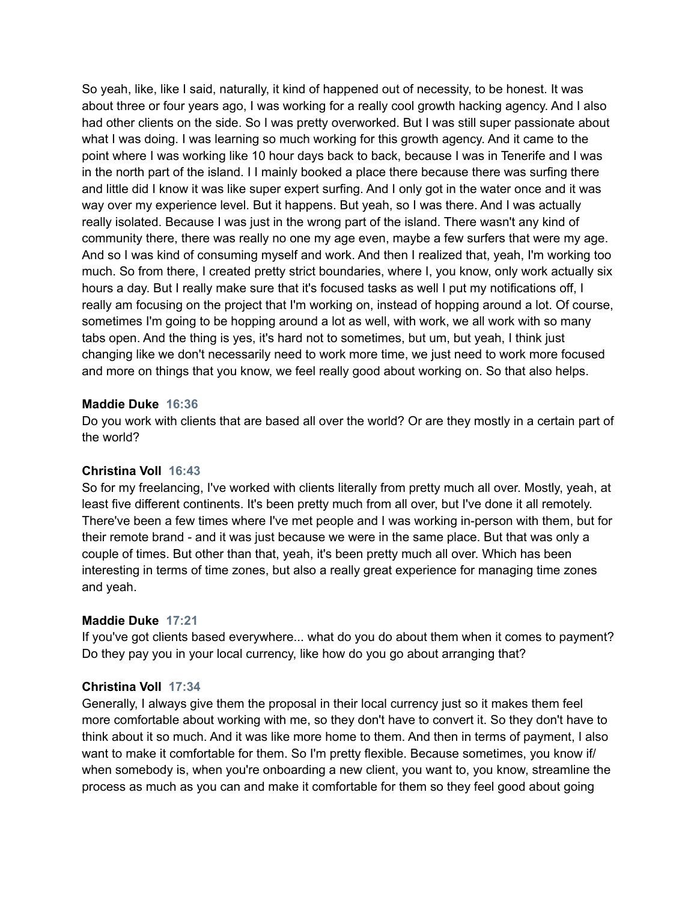So yeah, like, like I said, naturally, it kind of happened out of necessity, to be honest. It was about three or four years ago, I was working for a really cool growth hacking agency. And I also had other clients on the side. So I was pretty overworked. But I was still super passionate about what I was doing. I was learning so much working for this growth agency. And it came to the point where I was working like 10 hour days back to back, because I was in Tenerife and I was in the north part of the island. I I mainly booked a place there because there was surfing there and little did I know it was like super expert surfing. And I only got in the water once and it was way over my experience level. But it happens. But yeah, so I was there. And I was actually really isolated. Because I was just in the wrong part of the island. There wasn't any kind of community there, there was really no one my age even, maybe a few surfers that were my age. And so I was kind of consuming myself and work. And then I realized that, yeah, I'm working too much. So from there, I created pretty strict boundaries, where I, you know, only work actually six hours a day. But I really make sure that it's focused tasks as well I put my notifications off, I really am focusing on the project that I'm working on, instead of hopping around a lot. Of course, sometimes I'm going to be hopping around a lot as well, with work, we all work with so many tabs open. And the thing is yes, it's hard not to sometimes, but um, but yeah, I think just changing like we don't necessarily need to work more time, we just need to work more focused and more on things that you know, we feel really good about working on. So that also helps.

**Maddie Duke** 16:36
Do you work with clients that are based all over the world? Or are they mostly in a certain part of the world?

**Christina Voll** 16:43
So for my freelancing, I've worked with clients literally from pretty much all over. Mostly, yeah, at least five different continents. It's been pretty much from all over, but I've done it all remotely. There've been a few times where I've met people and I was working in-person with them, but for their remote brand - and it was just because we were in the same place. But that was only a couple of times. But other than that, yeah, it's been pretty much all over. Which has been interesting in terms of time zones, but also a really great experience for managing time zones and yeah.

**Maddie Duke** 17:21
If you've got clients based everywhere... what do you do about them when it comes to payment? Do they pay you in your local currency, like how do you go about arranging that?

**Christina Voll** 17:34
Generally, I always give them the proposal in their local currency just so it makes them feel more comfortable about working with me, so they don't have to convert it. So they don't have to think about it so much. And it was like more home to them. And then in terms of payment, I also want to make it comfortable for them. So I'm pretty flexible. Because sometimes, you know if/ when somebody is, when you're onboarding a new client, you want to, you know, streamline the process as much as you can and make it comfortable for them so they feel good about going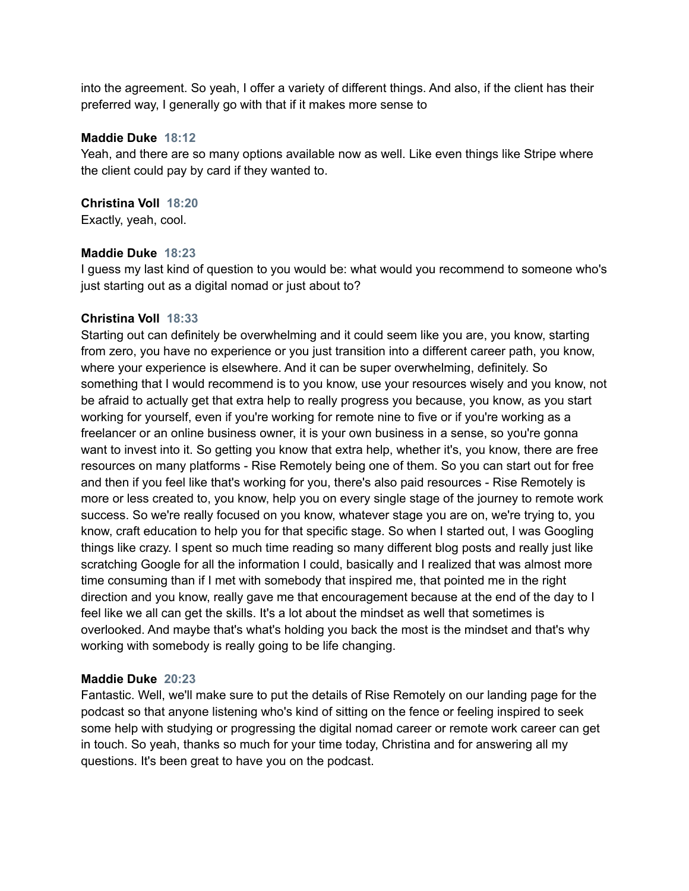into the agreement. So yeah, I offer a variety of different things. And also, if the client has their preferred way, I generally go with that if it makes more sense to

**Maddie Duke** 18:12
Yeah, and there are so many options available now as well. Like even things like Stripe where the client could pay by card if they wanted to.

**Christina Voll** 18:20
Exactly, yeah, cool.

**Maddie Duke** 18:23
I guess my last kind of question to you would be: what would you recommend to someone who's just starting out as a digital nomad or just about to?

**Christina Voll** 18:33
Starting out can definitely be overwhelming and it could seem like you are, you know, starting from zero, you have no experience or you just transition into a different career path, you know, where your experience is elsewhere. And it can be super overwhelming, definitely. So something that I would recommend is to you know, use your resources wisely and you know, not be afraid to actually get that extra help to really progress you because, you know, as you start working for yourself, even if you're working for remote nine to five or if you're working as a freelancer or an online business owner, it is your own business in a sense, so you're gonna want to invest into it. So getting you know that extra help, whether it's, you know, there are free resources on many platforms - Rise Remotely being one of them. So you can start out for free and then if you feel like that's working for you, there's also paid resources - Rise Remotely is more or less created to, you know, help you on every single stage of the journey to remote work success. So we're really focused on you know, whatever stage you are on, we're trying to, you know, craft education to help you for that specific stage. So when I started out, I was Googling things like crazy. I spent so much time reading so many different blog posts and really just like scratching Google for all the information I could, basically and I realized that was almost more time consuming than if I met with somebody that inspired me, that pointed me in the right direction and you know, really gave me that encouragement because at the end of the day to I feel like we all can get the skills. It's a lot about the mindset as well that sometimes is overlooked. And maybe that's what's holding you back the most is the mindset and that's why working with somebody is really going to be life changing.

**Maddie Duke** 20:23
Fantastic. Well, we'll make sure to put the details of Rise Remotely on our landing page for the podcast so that anyone listening who's kind of sitting on the fence or feeling inspired to seek some help with studying or progressing the digital nomad career or remote work career can get in touch. So yeah, thanks so much for your time today, Christina and for answering all my questions. It's been great to have you on the podcast.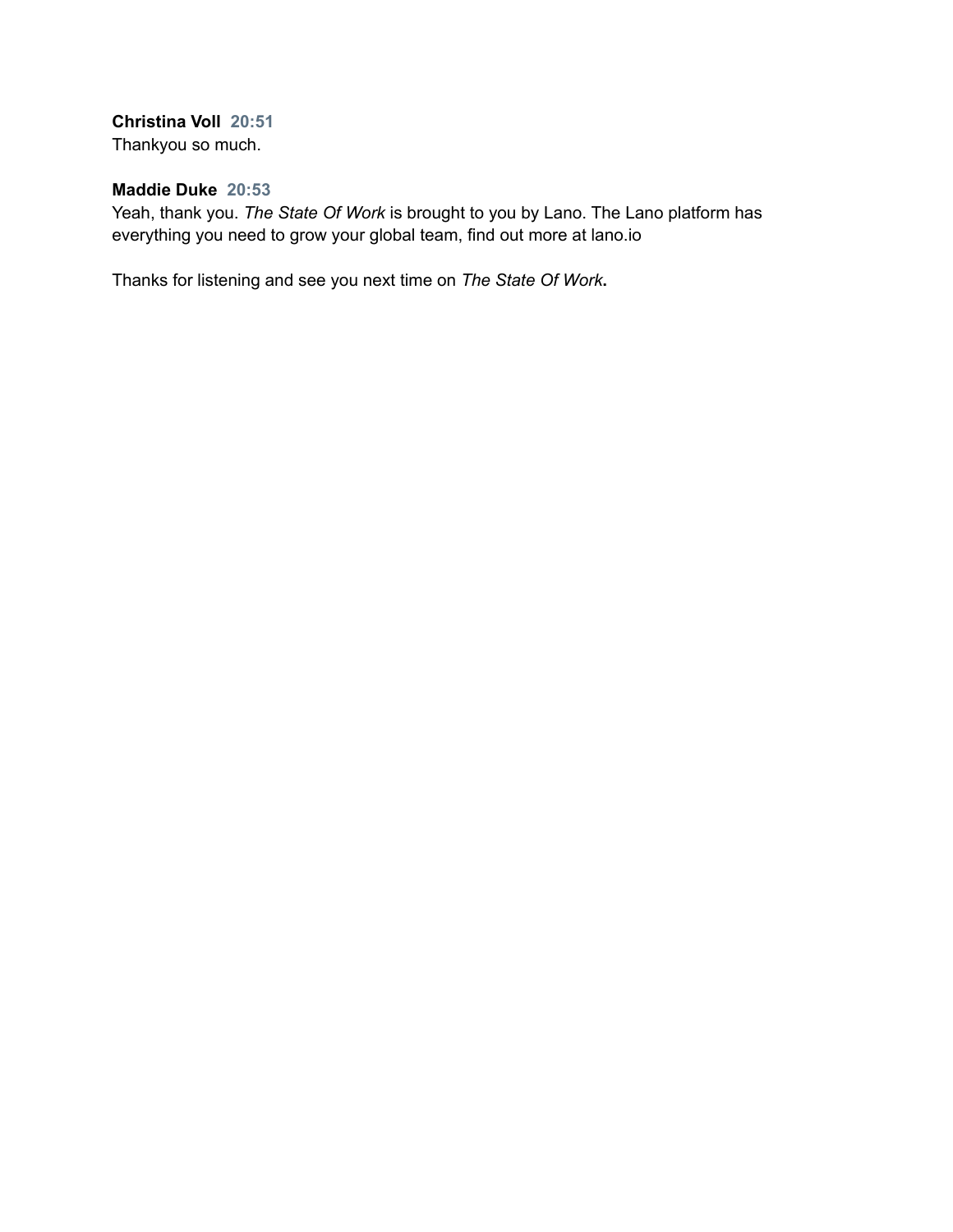**Christina Voll** **20:51**
Thankyou so much.

**Maddie Duke** **20:53**
Yeah, thank you. *The State Of Work* is brought to you by Lano. The Lano platform has everything you need to grow your global team, find out more at lano.io

Thanks for listening and see you next time on *The State Of Work***.**